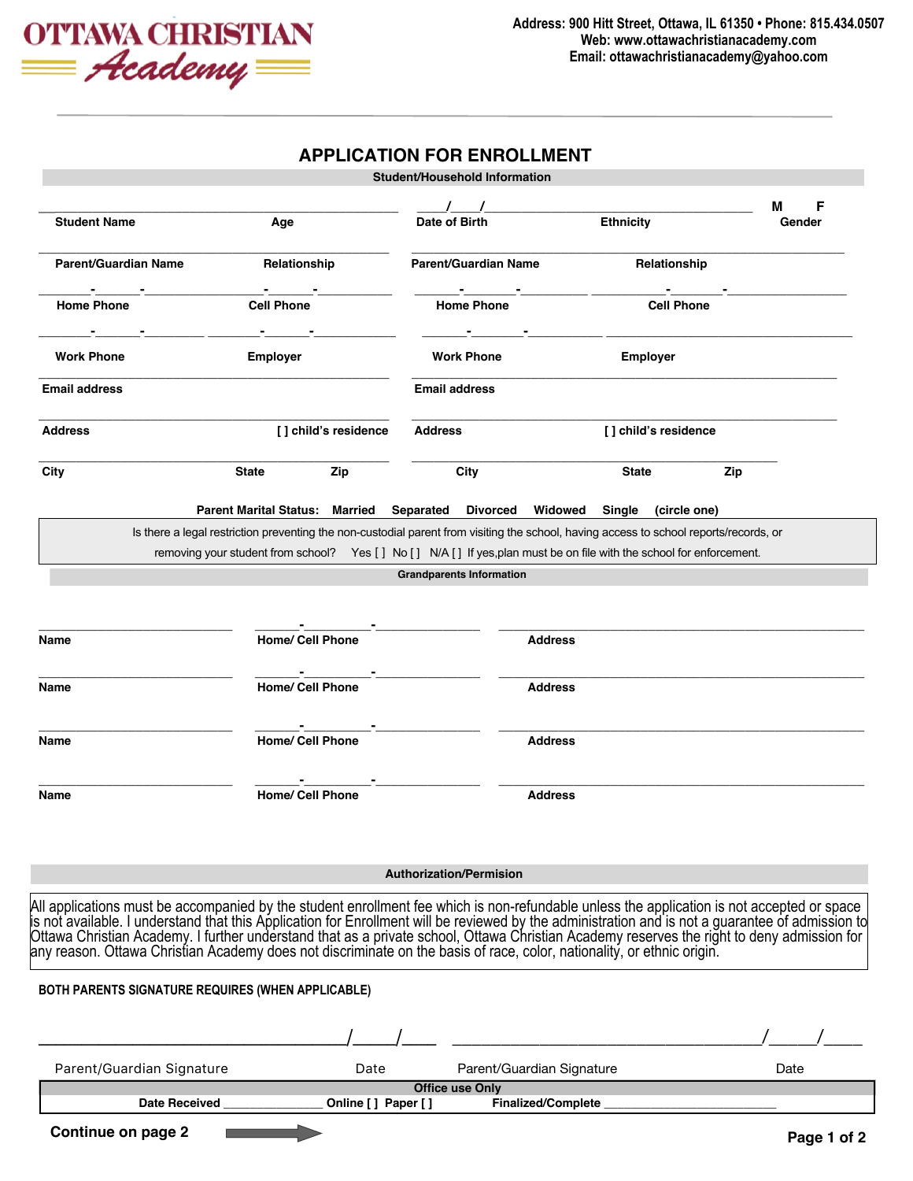OTTAWA CHRISTIAN Academy

Address: 900 Hitt Street, Ottawa, IL 61350 • Phone: 815.434.0507
Web: www.ottawachristianacademy.com
Email: ottawachristianacademy@yahoo.com

# APPLICATION FOR ENROLLMENT

## Student/Household Information

Student Name ______________ Age ______ Date of Birth ___/___/___ Ethnicity ______________ Gender M F

Parent/Guardian Name ______________ Relationship ______________ | Parent/Guardian Name ______________ Relationship ______________

Home Phone ___-___-___ Cell Phone ___-___-___ | Home Phone ___-___-___ Cell Phone ___-___-___

Work Phone ___-___-___ Employer ______________ | Work Phone ___-___-___ Employer ______________

Email address ______________ | Email address ______________

Address ______________ [ ] child's residence | Address ______________ [ ] child's residence

City ______________ State ______ Zip ______ | City ______________ State ______ Zip ______

Parent Marital Status: Married Separated Divorced Widowed Single (circle one)

Is there a legal restriction preventing the non-custodial parent from visiting the school, having access to school reports/records, or removing your student from school? Yes [ ] No [ ] N/A [ ] If yes,plan must be on file with the school for enforcement.

## Grandparents Information

| Name | Home/ Cell Phone | Address |
|---|---|---|
| | ___-___-___ | |
| | ___-___-___ | |
| | ___-___-___ | |
| | ___-___-___ | |

## Authorization/Permision

All applications must be accompanied by the student enrollment fee which is non-refundable unless the application is not accepted or space is not available. I understand that this Application for Enrollment will be reviewed by the administration and is not a guarantee of admission to Ottawa Christian Academy. I further understand that as a private school, Ottawa Christian Academy reserves the right to deny admission for any reason. Ottawa Christian Academy does not discriminate on the basis of race, color, nationality, or ethnic origin.

**BOTH PARENTS SIGNATURE REQUIRES (WHEN APPLICABLE)**

______________________ ___/___/___ ______________________ ___/___/___
Parent/Guardian Signature Date Parent/Guardian Signature Date

**Office use Only**

Date Received ______________ Online [ ] Paper [ ] Finalized/Complete ______________

**Continue on page 2**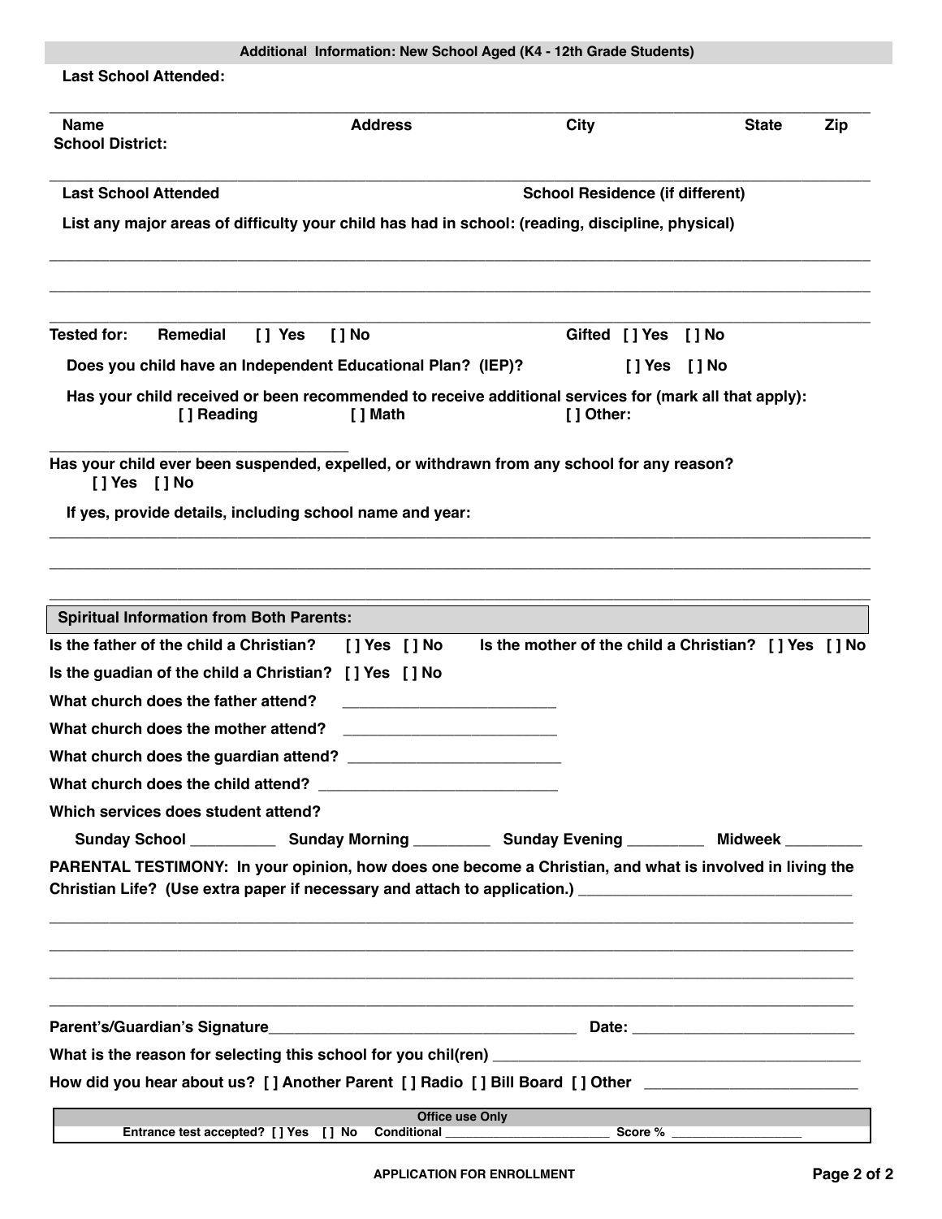## Additional Information: New School Aged (K4 - 12th Grade Students)

**Last School Attended:**

___________________________________________________________________________________________

**Name** **Address** **City** **State** **Zip**

**School District:**

___________________________________________________________________________________________

**Last School Attended** **School Residence (if different)**

**List any major areas of difficulty your child has had in school: (reading, discipline, physical)**

___________________________________________________________________________________________

___________________________________________________________________________________________

___________________________________________________________________________________________

**Tested for: Remedial [ ] Yes [ ] No Gifted [ ] Yes [ ] No**

**Does you child have an Independent Educational Plan? (IEP)? [ ] Yes [ ] No**

**Has your child received or been recommended to receive additional services for (mark all that apply):**
**[ ] Reading [ ] Math [ ] Other:**

___________________________________

**Has your child ever been suspended, expelled, or withdrawn from any school for any reason?**
**[ ] Yes [ ] No**

**If yes, provide details, including school name and year:**

___________________________________________________________________________________________

___________________________________________________________________________________________

___________________________________________________________________________________________

## Spiritual Information from Both Parents:

**Is the father of the child a Christian? [ ] Yes [ ] No Is the mother of the child a Christian? [ ] Yes [ ] No**

**Is the guadian of the child a Christian? [ ] Yes [ ] No**

**What church does the father attend?** _________________________

**What church does the mother attend?** _________________________

**What church does the guardian attend?** _________________________

**What church does the child attend?** ___________________________

**Which services does student attend?**

**Sunday School** __________ **Sunday Morning** _________ **Sunday Evening** _________ **Midweek** _________

**PARENTAL TESTIMONY: In your opinion, how does one become a Christian, and what is involved in living the Christian Life? (Use extra paper if necessary and attach to application.)** _______________________________

___________________________________________________________________________________________

___________________________________________________________________________________________

___________________________________________________________________________________________

___________________________________________________________________________________________

**Parent's/Guardian's Signature**____________________________________ **Date:** _________________________

**What is the reason for selecting this school for you chil(ren)** ____________________________________________

**How did you hear about us? [ ] Another Parent [ ] Radio [ ] Bill Board [ ] Other** ________________________

| Office use Only |
|---|
| Entrance test accepted? [ ] Yes [ ] No Conditional ______________________ Score % __________________ |

**APPLICATION FOR ENROLLMENT**